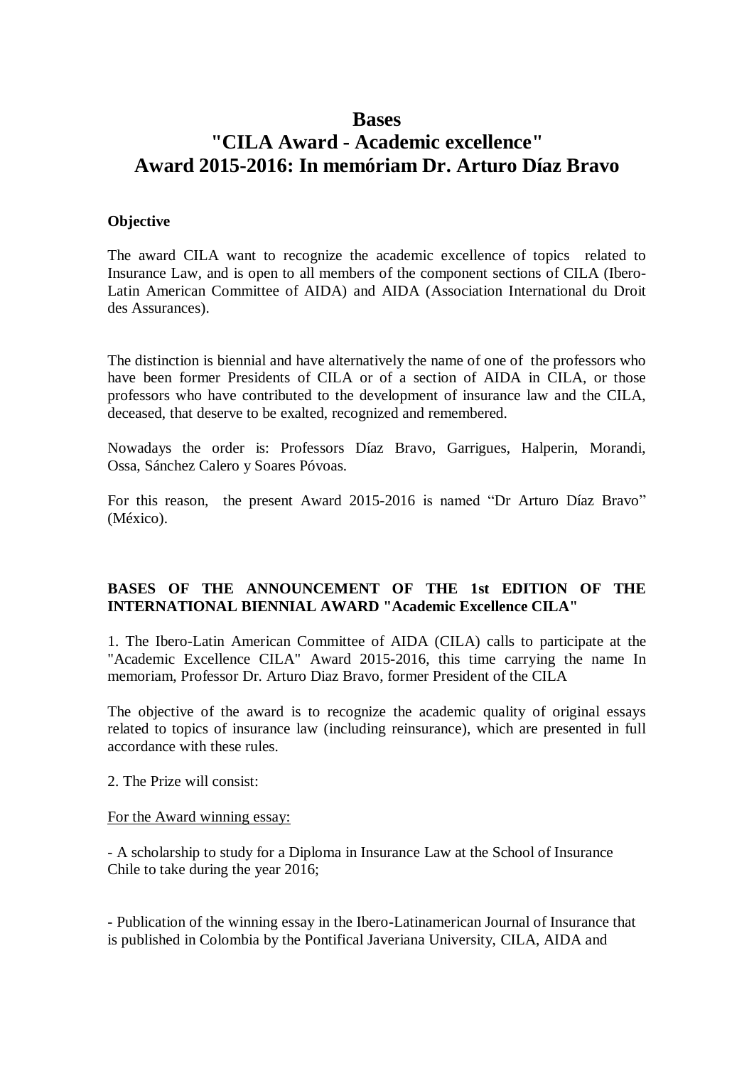# Bases
# "CILA Award - Academic excellence"
# Award 2015-2016: In memóriam Dr. Arturo Díaz Bravo

**Objective**

The award CILA want to recognize the academic excellence of topics related to Insurance Law, and is open to all members of the component sections of CILA (Ibero-Latin American Committee of AIDA) and AIDA (Association International du Droit des Assurances).

The distinction is biennial and have alternatively the name of one of the professors who have been former Presidents of CILA or of a section of AIDA in CILA, or those professors who have contributed to the development of insurance law and the CILA, deceased, that deserve to be exalted, recognized and remembered.

Nowadays the order is: Professors Díaz Bravo, Garrigues, Halperin, Morandi, Ossa, Sánchez Calero y Soares Póvoas.

For this reason, the present Award 2015-2016 is named "Dr Arturo Díaz Bravo" (México).

**BASES OF THE ANNOUNCEMENT OF THE 1st EDITION OF THE INTERNATIONAL BIENNIAL AWARD "Academic Excellence CILA"**

1. The Ibero-Latin American Committee of AIDA (CILA) calls to participate at the "Academic Excellence CILA" Award 2015-2016, this time carrying the name In memoriam, Professor Dr. Arturo Diaz Bravo, former President of the CILA

The objective of the award is to recognize the academic quality of original essays related to topics of insurance law (including reinsurance), which are presented in full accordance with these rules.

2. The Prize will consist:

<u>For the Award winning essay:</u>

- A scholarship to study for a Diploma in Insurance Law at the School of Insurance Chile to take during the year 2016;

- Publication of the winning essay in the Ibero-Latinamerican Journal of Insurance that is published in Colombia by the Pontifical Javeriana University, CILA, AIDA and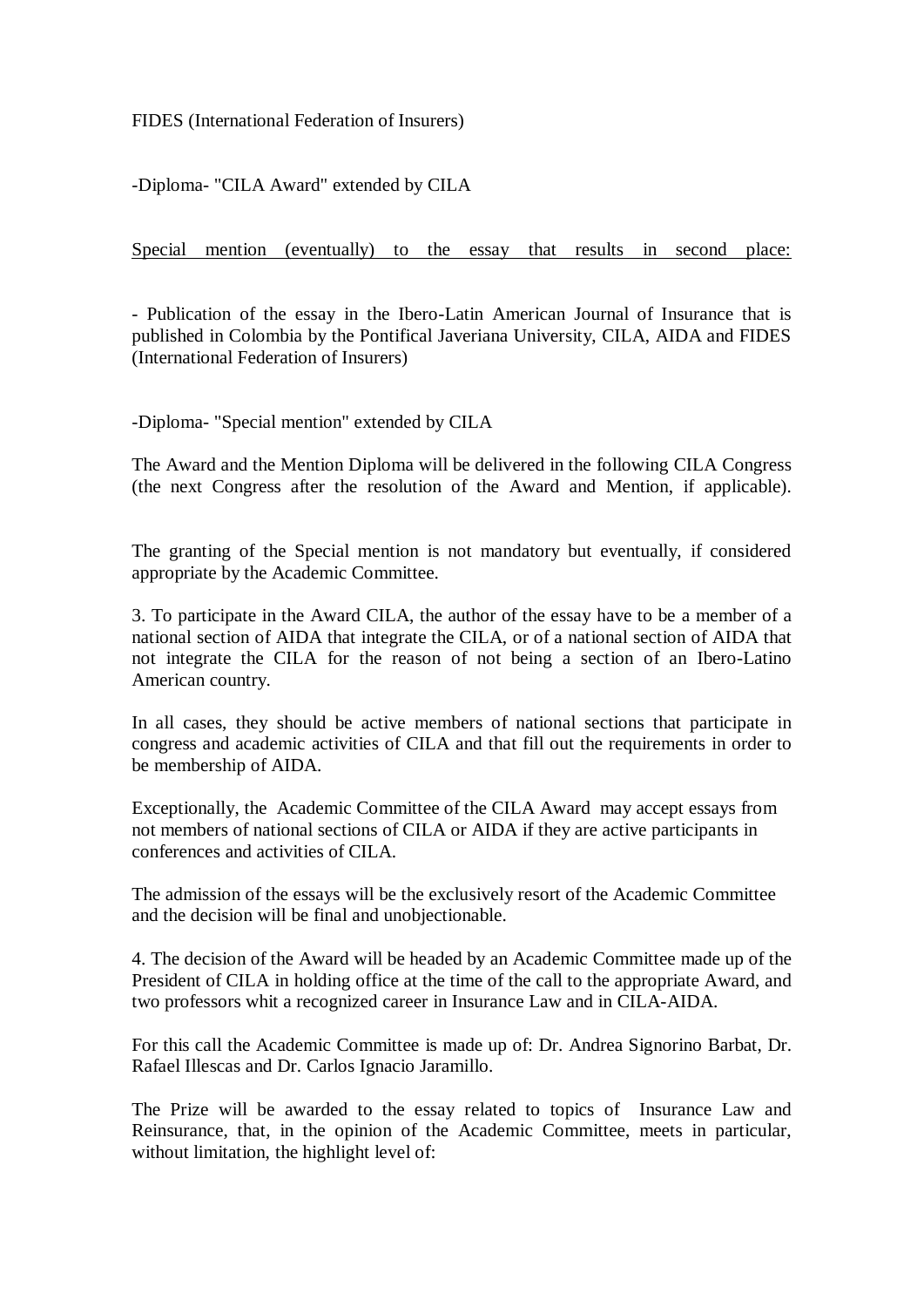FIDES (International Federation of Insurers)

-Diploma- "CILA Award" extended by CILA

<u>Special mention (eventually) to the essay that results in second place:</u>

- Publication of the essay in the Ibero-Latin American Journal of Insurance that is published in Colombia by the Pontifical Javeriana University, CILA, AIDA and FIDES (International Federation of Insurers)

-Diploma- "Special mention" extended by CILA

The Award and the Mention Diploma will be delivered in the following CILA Congress (the next Congress after the resolution of the Award and Mention, if applicable).

The granting of the Special mention is not mandatory but eventually, if considered appropriate by the Academic Committee.

3. To participate in the Award CILA, the author of the essay have to be a member of a national section of AIDA that integrate the CILA, or of a national section of AIDA that not integrate the CILA for the reason of not being a section of an Ibero-Latino American country.

In all cases, they should be active members of national sections that participate in congress and academic activities of CILA and that fill out the requirements in order to be membership of AIDA.

Exceptionally, the Academic Committee of the CILA Award may accept essays from not members of national sections of CILA or AIDA if they are active participants in conferences and activities of CILA.

The admission of the essays will be the exclusively resort of the Academic Committee and the decision will be final and unobjectionable.

4. The decision of the Award will be headed by an Academic Committee made up of the President of CILA in holding office at the time of the call to the appropriate Award, and two professors whit a recognized career in Insurance Law and in CILA-AIDA.

For this call the Academic Committee is made up of: Dr. Andrea Signorino Barbat, Dr. Rafael Illescas and Dr. Carlos Ignacio Jaramillo.

The Prize will be awarded to the essay related to topics of Insurance Law and Reinsurance, that, in the opinion of the Academic Committee, meets in particular, without limitation, the highlight level of: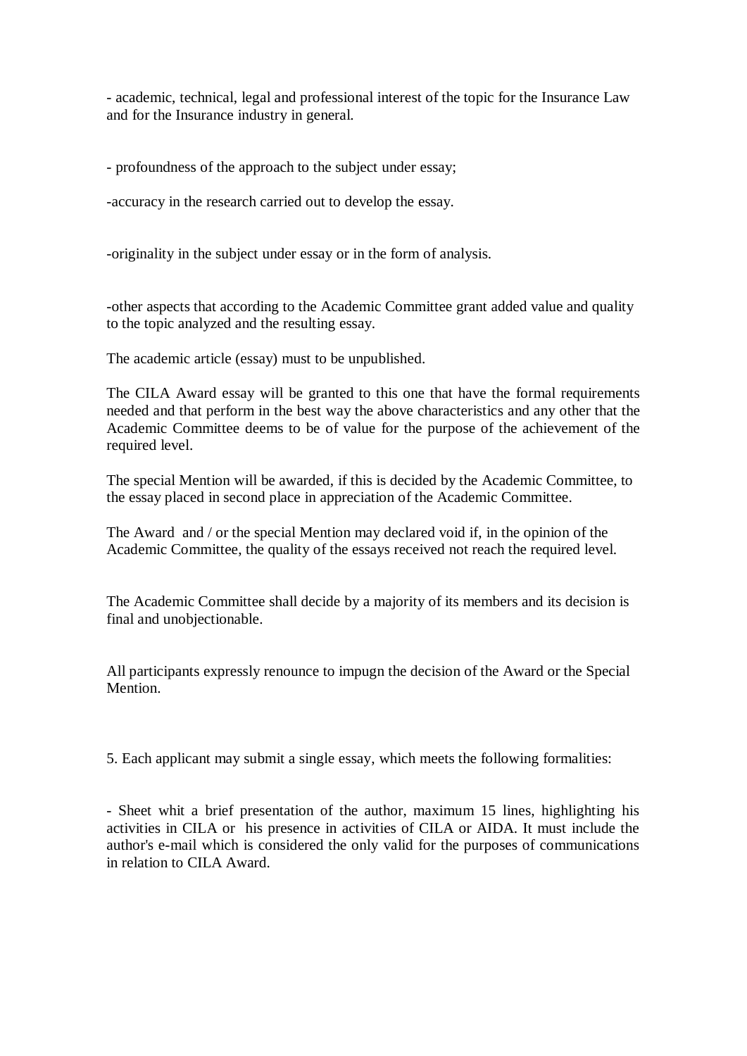- academic, technical, legal and professional interest of the topic for the Insurance Law and for the Insurance industry in general.

- profoundness of the approach to the subject under essay;

-accuracy in the research carried out to develop the essay.

-originality in the subject under essay or in the form of analysis.

-other aspects that according to the Academic Committee grant added value and quality to the topic analyzed and the resulting essay.

The academic article (essay) must to be unpublished.

The CILA Award essay will be granted to this one that have the formal requirements needed and that perform in the best way the above characteristics and any other that the Academic Committee deems to be of value for the purpose of the achievement of the required level.

The special Mention will be awarded, if this is decided by the Academic Committee, to the essay placed in second place in appreciation of the Academic Committee.

The Award and / or the special Mention may declared void if, in the opinion of the Academic Committee, the quality of the essays received not reach the required level.

The Academic Committee shall decide by a majority of its members and its decision is final and unobjectionable.

All participants expressly renounce to impugn the decision of the Award or the Special Mention.

5. Each applicant may submit a single essay, which meets the following formalities:

- Sheet whit a brief presentation of the author, maximum 15 lines, highlighting his activities in CILA or his presence in activities of CILA or AIDA. It must include the author's e-mail which is considered the only valid for the purposes of communications in relation to CILA Award.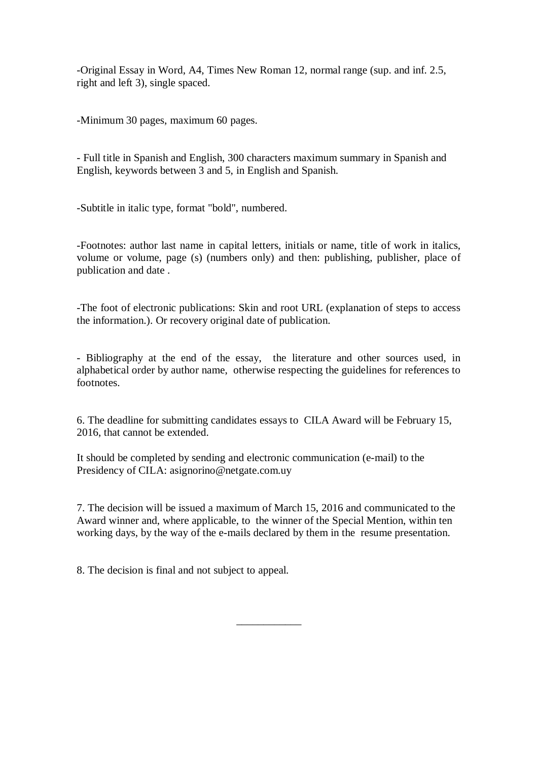-Original Essay in Word, A4, Times New Roman 12, normal range (sup. and inf. 2.5, right and left 3), single spaced.

-Minimum 30 pages, maximum 60 pages.

- Full title in Spanish and English, 300 characters maximum summary in Spanish and English, keywords between 3 and 5, in English and Spanish.

-Subtitle in italic type, format "bold", numbered.

-Footnotes: author last name in capital letters, initials or name, title of work in italics, volume or volume, page (s) (numbers only) and then: publishing, publisher, place of publication and date .

-The foot of electronic publications: Skin and root URL (explanation of steps to access the information.). Or recovery original date of publication.

- Bibliography at the end of the essay, the literature and other sources used, in alphabetical order by author name, otherwise respecting the guidelines for references to footnotes.

6. The deadline for submitting candidates essays to CILA Award will be February 15, 2016, that cannot be extended.

It should be completed by sending and electronic communication (e-mail) to the Presidency of CILA: asignorino@netgate.com.uy

7. The decision will be issued a maximum of March 15, 2016 and communicated to the Award winner and, where applicable, to the winner of the Special Mention, within ten working days, by the way of the e-mails declared by them in the resume presentation.

8. The decision is final and not subject to appeal.

___________